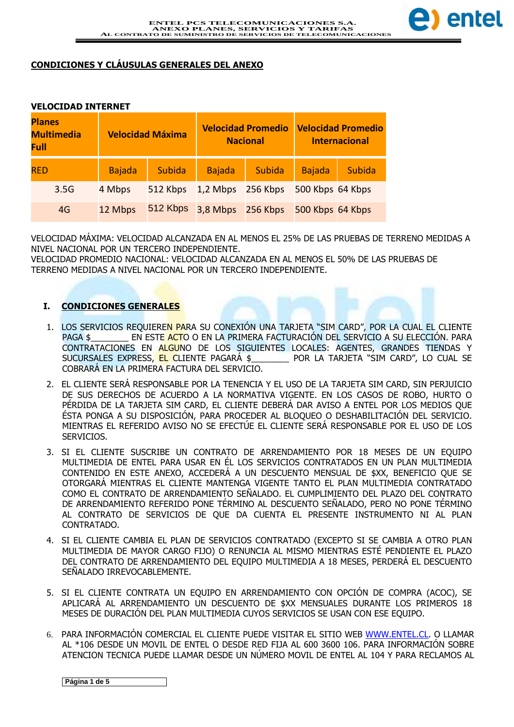## CONDICIONES Y CLÁUSULAS GENERALES DEL ANEXO

### VELOCIDAD INTERNET

| Planes Multimedia Full | Velocidad Máxima | | Velocidad Promedio Nacional | | Velocidad Promedio Internacional | |
|---|---|---|---|---|---|---|
| RED | Bajada | Subida | Bajada | Subida | Bajada | Subida |
| 3.5G | 4 Mbps | 512 Kbps | 1,2 Mbps | 256 Kbps | 500 Kbps | 64 Kbps |
| 4G | 12 Mbps | 512 Kbps | 3,8 Mbps | 256 Kbps | 500 Kbps | 64 Kbps |

VELOCIDAD MÁXIMA: VELOCIDAD ALCANZADA EN AL MENOS EL 25% DE LAS PRUEBAS DE TERRENO MEDIDAS A NIVEL NACIONAL POR UN TERCERO INDEPENDIENTE.
VELOCIDAD PROMEDIO NACIONAL: VELOCIDAD ALCANZADA EN AL MENOS EL 50% DE LAS PRUEBAS DE TERRENO MEDIDAS A NIVEL NACIONAL POR UN TERCERO INDEPENDIENTE.

## I. CONDICIONES GENERALES

1. LOS SERVICIOS REQUIEREN PARA SU CONEXIÓN UNA TARJETA "SIM CARD", POR LA CUAL EL CLIENTE PAGA $________ EN ESTE ACTO O EN LA PRIMERA FACTURACIÓN DEL SERVICIO A SU ELECCIÓN. PARA CONTRATACIONES EN ALGUNO DE LOS SIGUIENTES LOCALES: AGENTES, GRANDES TIENDAS Y SUCURSALES EXPRESS, EL CLIENTE PAGARÁ $________ POR LA TARJETA "SIM CARD", LO CUAL SE COBRARÁ EN LA PRIMERA FACTURA DEL SERVICIO.

2. EL CLIENTE SERÁ RESPONSABLE POR LA TENENCIA Y EL USO DE LA TARJETA SIM CARD, SIN PERJUICIO DE SUS DERECHOS DE ACUERDO A LA NORMATIVA VIGENTE. EN LOS CASOS DE ROBO, HURTO O PÉRDIDA DE LA TARJETA SIM CARD, EL CLIENTE DEBERÁ DAR AVISO A ENTEL POR LOS MEDIOS QUE ÉSTA PONGA A SU DISPOSICIÓN, PARA PROCEDER AL BLOQUEO O DESHABILITACIÓN DEL SERVICIO. MIENTRAS EL REFERIDO AVISO NO SE EFECTÚE EL CLIENTE SERÁ RESPONSABLE POR EL USO DE LOS SERVICIOS.

3. SI EL CLIENTE SUSCRIBE UN CONTRATO DE ARRENDAMIENTO POR 18 MESES DE UN EQUIPO MULTIMEDIA DE ENTEL PARA USAR EN ÉL LOS SERVICIOS CONTRATADOS EN UN PLAN MULTIMEDIA CONTENIDO EN ESTE ANEXO, ACCEDERÁ A UN DESCUENTO MENSUAL DE $XX, BENEFICIO QUE SE OTORGARÁ MIENTRAS EL CLIENTE MANTENGA VIGENTE TANTO EL PLAN MULTIMEDIA CONTRATADO COMO EL CONTRATO DE ARRENDAMIENTO SEÑALADO. EL CUMPLIMIENTO DEL PLAZO DEL CONTRATO DE ARRENDAMIENTO REFERIDO PONE TÉRMINO AL DESCUENTO SEÑALADO, PERO NO PONE TÉRMINO AL CONTRATO DE SERVICIOS DE QUE DA CUENTA EL PRESENTE INSTRUMENTO NI AL PLAN CONTRATADO.

4. SI EL CLIENTE CAMBIA EL PLAN DE SERVICIOS CONTRATADO (EXCEPTO SI SE CAMBIA A OTRO PLAN MULTIMEDIA DE MAYOR CARGO FIJO) O RENUNCIA AL MISMO MIENTRAS ESTÉ PENDIENTE EL PLAZO DEL CONTRATO DE ARRENDAMIENTO DEL EQUIPO MULTIMEDIA A 18 MESES, PERDERÁ EL DESCUENTO SEÑALADO IRREVOCABLEMENTE.

5. SI EL CLIENTE CONTRATA UN EQUIPO EN ARRENDAMIENTO CON OPCIÓN DE COMPRA (ACOC), SE APLICARÁ AL ARRENDAMIENTO UN DESCUENTO DE $XX MENSUALES DURANTE LOS PRIMEROS 18 MESES DE DURACIÓN DEL PLAN MULTIMEDIA CUYOS SERVICIOS SE USAN CON ESE EQUIPO.

6. PARA INFORMACIÓN COMERCIAL EL CLIENTE PUEDE VISITAR EL SITIO WEB WWW.ENTEL.CL. O LLAMAR AL *106 DESDE UN MOVIL DE ENTEL O DESDE RED FIJA AL 600 3600 106. PARA INFORMACIÓN SOBRE ATENCION TECNICA PUEDE LLAMAR DESDE UN NÚMERO MOVIL DE ENTEL AL 104 Y PARA RECLAMOS AL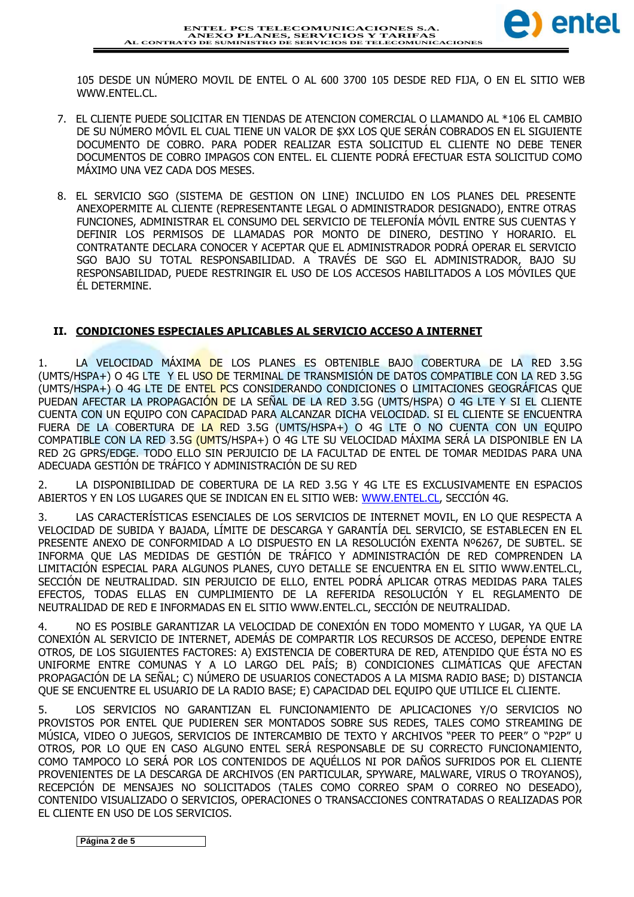105 DESDE UN NÚMERO MOVIL DE ENTEL O AL 600 3700 105 DESDE RED FIJA, O EN EL SITIO WEB WWW.ENTEL.CL.

7. EL CLIENTE PUEDE SOLICITAR EN TIENDAS DE ATENCION COMERCIAL O LLAMANDO AL *106 EL CAMBIO DE SU NÚMERO MÓVIL EL CUAL TIENE UN VALOR DE $XX LOS QUE SERÁN COBRADOS EN EL SIGUIENTE DOCUMENTO DE COBRO. PARA PODER REALIZAR ESTA SOLICITUD EL CLIENTE NO DEBE TENER DOCUMENTOS DE COBRO IMPAGOS CON ENTEL. EL CLIENTE PODRÁ EFECTUAR ESTA SOLICITUD COMO MÁXIMO UNA VEZ CADA DOS MESES.

8. EL SERVICIO SGO (SISTEMA DE GESTION ON LINE) INCLUIDO EN LOS PLANES DEL PRESENTE ANEXOPERMITE AL CLIENTE (REPRESENTANTE LEGAL O ADMINISTRADOR DESIGNADO), ENTRE OTRAS FUNCIONES, ADMINISTRAR EL CONSUMO DEL SERVICIO DE TELEFONÍA MÓVIL ENTRE SUS CUENTAS Y DEFINIR LOS PERMISOS DE LLAMADAS POR MONTO DE DINERO, DESTINO Y HORARIO. EL CONTRATANTE DECLARA CONOCER Y ACEPTAR QUE EL ADMINISTRADOR PODRÁ OPERAR EL SERVICIO SGO BAJO SU TOTAL RESPONSABILIDAD. A TRAVÉS DE SGO EL ADMINISTRADOR, BAJO SU RESPONSABILIDAD, PUEDE RESTRINGIR EL USO DE LOS ACCESOS HABILITADOS A LOS MÓVILES QUE ÉL DETERMINE.

## II. CONDICIONES ESPECIALES APLICABLES AL SERVICIO ACCESO A INTERNET

1. LA VELOCIDAD MÁXIMA DE LOS PLANES ES OBTENIBLE BAJO COBERTURA DE LA RED 3.5G (UMTS/HSPA+) O 4G LTE Y EL USO DE TERMINAL DE TRANSMISIÓN DE DATOS COMPATIBLE CON LA RED 3.5G (UMTS/HSPA+) O 4G LTE DE ENTEL PCS CONSIDERANDO CONDICIONES O LIMITACIONES GEOGRÁFICAS QUE PUEDAN AFECTAR LA PROPAGACIÓN DE LA SEÑAL DE LA RED 3.5G (UMTS/HSPA) O 4G LTE Y SI EL CLIENTE CUENTA CON UN EQUIPO CON CAPACIDAD PARA ALCANZAR DICHA VELOCIDAD. SI EL CLIENTE SE ENCUENTRA FUERA DE LA COBERTURA DE LA RED 3.5G (UMTS/HSPA+) O 4G LTE O NO CUENTA CON UN EQUIPO COMPATIBLE CON LA RED 3.5G (UMTS/HSPA+) O 4G LTE SU VELOCIDAD MÁXIMA SERÁ LA DISPONIBLE EN LA RED 2G GPRS/EDGE. TODO ELLO SIN PERJUICIO DE LA FACULTAD DE ENTEL DE TOMAR MEDIDAS PARA UNA ADECUADA GESTIÓN DE TRÁFICO Y ADMINISTRACIÓN DE SU RED

2. LA DISPONIBILIDAD DE COBERTURA DE LA RED 3.5G Y 4G LTE ES EXCLUSIVAMENTE EN ESPACIOS ABIERTOS Y EN LOS LUGARES QUE SE INDICAN EN EL SITIO WEB: WWW.ENTEL.CL, SECCIÓN 4G.

3. LAS CARACTERÍSTICAS ESENCIALES DE LOS SERVICIOS DE INTERNET MOVIL, EN LO QUE RESPECTA A VELOCIDAD DE SUBIDA Y BAJADA, LÍMITE DE DESCARGA Y GARANTÍA DEL SERVICIO, SE ESTABLECEN EN EL PRESENTE ANEXO DE CONFORMIDAD A LO DISPUESTO EN LA RESOLUCIÓN EXENTA Nº6267, DE SUBTEL. SE INFORMA QUE LAS MEDIDAS DE GESTIÓN DE TRÁFICO Y ADMINISTRACIÓN DE RED COMPRENDEN LA LIMITACIÓN ESPECIAL PARA ALGUNOS PLANES, CUYO DETALLE SE ENCUENTRA EN EL SITIO WWW.ENTEL.CL, SECCIÓN DE NEUTRALIDAD. SIN PERJUICIO DE ELLO, ENTEL PODRÁ APLICAR OTRAS MEDIDAS PARA TALES EFECTOS, TODAS ELLAS EN CUMPLIMIENTO DE LA REFERIDA RESOLUCIÓN Y EL REGLAMENTO DE NEUTRALIDAD DE RED E INFORMADAS EN EL SITIO WWW.ENTEL.CL, SECCIÓN DE NEUTRALIDAD.

4. NO ES POSIBLE GARANTIZAR LA VELOCIDAD DE CONEXIÓN EN TODO MOMENTO Y LUGAR, YA QUE LA CONEXIÓN AL SERVICIO DE INTERNET, ADEMÁS DE COMPARTIR LOS RECURSOS DE ACCESO, DEPENDE ENTRE OTROS, DE LOS SIGUIENTES FACTORES: A) EXISTENCIA DE COBERTURA DE RED, ATENDIDO QUE ÉSTA NO ES UNIFORME ENTRE COMUNAS Y A LO LARGO DEL PAÍS; B) CONDICIONES CLIMÁTICAS QUE AFECTAN PROPAGACIÓN DE LA SEÑAL; C) NÚMERO DE USUARIOS CONECTADOS A LA MISMA RADIO BASE; D) DISTANCIA QUE SE ENCUENTRE EL USUARIO DE LA RADIO BASE; E) CAPACIDAD DEL EQUIPO QUE UTILICE EL CLIENTE.

5. LOS SERVICIOS NO GARANTIZAN EL FUNCIONAMIENTO DE APLICACIONES Y/O SERVICIOS NO PROVISTOS POR ENTEL QUE PUDIEREN SER MONTADOS SOBRE SUS REDES, TALES COMO STREAMING DE MÚSICA, VIDEO O JUEGOS, SERVICIOS DE INTERCAMBIO DE TEXTO Y ARCHIVOS "PEER TO PEER" O "P2P" U OTROS, POR LO QUE EN CASO ALGUNO ENTEL SERÁ RESPONSABLE DE SU CORRECTO FUNCIONAMIENTO, COMO TAMPOCO LO SERÁ POR LOS CONTENIDOS DE AQUÉLLOS NI POR DAÑOS SUFRIDOS POR EL CLIENTE PROVENIENTES DE LA DESCARGA DE ARCHIVOS (EN PARTICULAR, SPYWARE, MALWARE, VIRUS O TROYANOS), RECEPCIÓN DE MENSAJES NO SOLICITADOS (TALES COMO CORREO SPAM O CORREO NO DESEADO), CONTENIDO VISUALIZADO O SERVICIOS, OPERACIONES O TRANSACCIONES CONTRATADAS O REALIZADAS POR EL CLIENTE EN USO DE LOS SERVICIOS.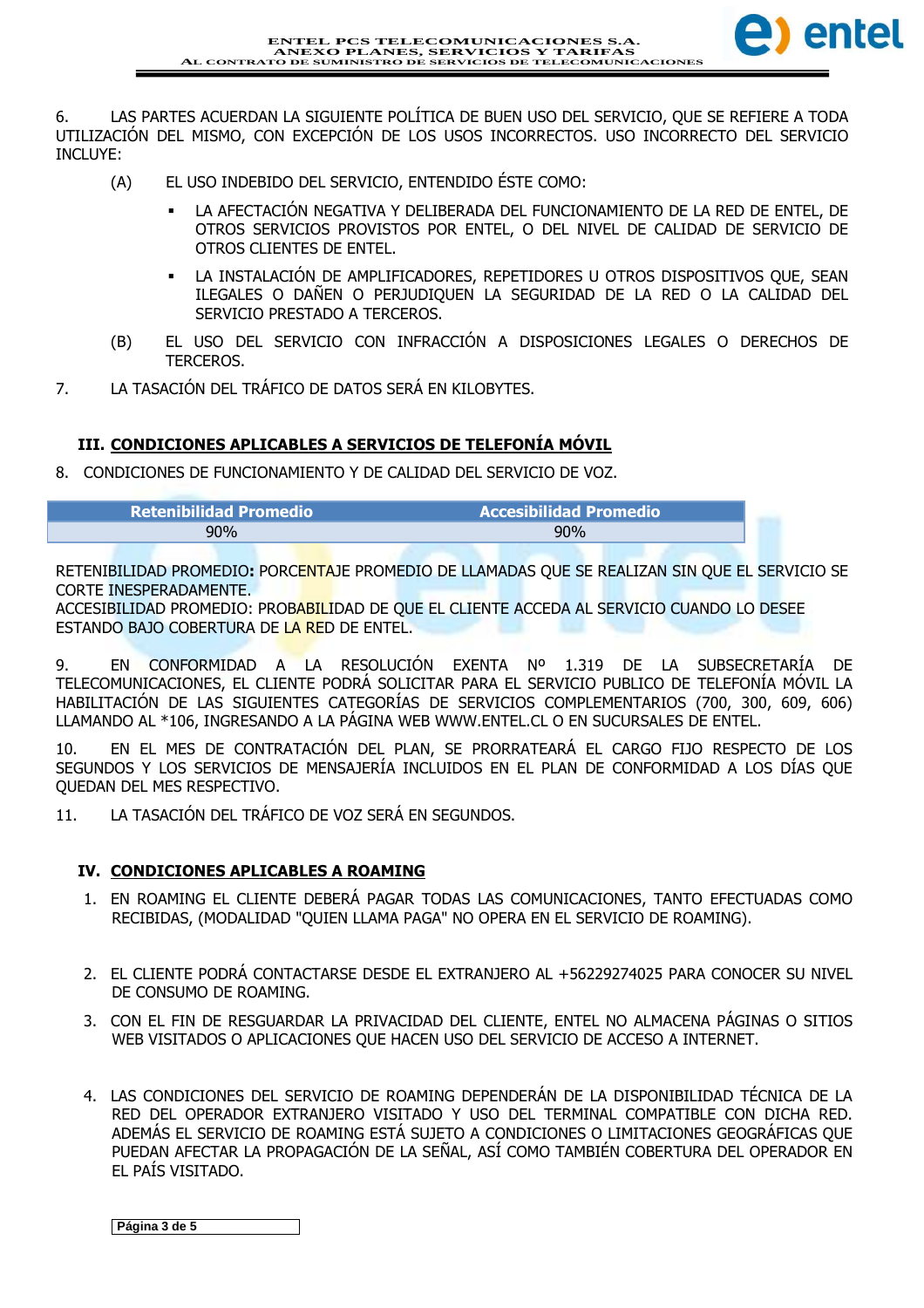6. LAS PARTES ACUERDAN LA SIGUIENTE POLÍTICA DE BUEN USO DEL SERVICIO, QUE SE REFIERE A TODA UTILIZACIÓN DEL MISMO, CON EXCEPCIÓN DE LOS USOS INCORRECTOS. USO INCORRECTO DEL SERVICIO INCLUYE:

(A) EL USO INDEBIDO DEL SERVICIO, ENTENDIDO ÉSTE COMO:

- LA AFECTACIÓN NEGATIVA Y DELIBERADA DEL FUNCIONAMIENTO DE LA RED DE ENTEL, DE OTROS SERVICIOS PROVISTOS POR ENTEL, O DEL NIVEL DE CALIDAD DE SERVICIO DE OTROS CLIENTES DE ENTEL.
- LA INSTALACIÓN DE AMPLIFICADORES, REPETIDORES U OTROS DISPOSITIVOS QUE, SEAN ILEGALES O DAÑEN O PERJUDIQUEN LA SEGURIDAD DE LA RED O LA CALIDAD DEL SERVICIO PRESTADO A TERCEROS.

(B) EL USO DEL SERVICIO CON INFRACCIÓN A DISPOSICIONES LEGALES O DERECHOS DE TERCEROS.

7. LA TASACIÓN DEL TRÁFICO DE DATOS SERÁ EN KILOBYTES.

## III. CONDICIONES APLICABLES A SERVICIOS DE TELEFONÍA MÓVIL

8. CONDICIONES DE FUNCIONAMIENTO Y DE CALIDAD DEL SERVICIO DE VOZ.

| Retenibilidad Promedio | Accesibilidad Promedio |
|---|---|
| 90% | 90% |

RETENIBILIDAD PROMEDIO**:** PORCENTAJE PROMEDIO DE LLAMADAS QUE SE REALIZAN SIN QUE EL SERVICIO SE CORTE INESPERADAMENTE.
ACCESIBILIDAD PROMEDIO: PROBABILIDAD DE QUE EL CLIENTE ACCEDA AL SERVICIO CUANDO LO DESEE ESTANDO BAJO COBERTURA DE LA RED DE ENTEL.

9. EN CONFORMIDAD A LA RESOLUCIÓN EXENTA Nº 1.319 DE LA SUBSECRETARÍA DE TELECOMUNICACIONES, EL CLIENTE PODRÁ SOLICITAR PARA EL SERVICIO PUBLICO DE TELEFONÍA MÓVIL LA HABILITACIÓN DE LAS SIGUIENTES CATEGORÍAS DE SERVICIOS COMPLEMENTARIOS (700, 300, 609, 606) LLAMANDO AL *106, INGRESANDO A LA PÁGINA WEB WWW.ENTEL.CL O EN SUCURSALES DE ENTEL.

10. EN EL MES DE CONTRATACIÓN DEL PLAN, SE PRORRATEARÁ EL CARGO FIJO RESPECTO DE LOS SEGUNDOS Y LOS SERVICIOS DE MENSAJERÍA INCLUIDOS EN EL PLAN DE CONFORMIDAD A LOS DÍAS QUE QUEDAN DEL MES RESPECTIVO.

11. LA TASACIÓN DEL TRÁFICO DE VOZ SERÁ EN SEGUNDOS.

## IV. CONDICIONES APLICABLES A ROAMING

1. EN ROAMING EL CLIENTE DEBERÁ PAGAR TODAS LAS COMUNICACIONES, TANTO EFECTUADAS COMO RECIBIDAS, (MODALIDAD "QUIEN LLAMA PAGA" NO OPERA EN EL SERVICIO DE ROAMING).

2. EL CLIENTE PODRÁ CONTACTARSE DESDE EL EXTRANJERO AL +56229274025 PARA CONOCER SU NIVEL DE CONSUMO DE ROAMING.

3. CON EL FIN DE RESGUARDAR LA PRIVACIDAD DEL CLIENTE, ENTEL NO ALMACENA PÁGINAS O SITIOS WEB VISITADOS O APLICACIONES QUE HACEN USO DEL SERVICIO DE ACCESO A INTERNET.

4. LAS CONDICIONES DEL SERVICIO DE ROAMING DEPENDERÁN DE LA DISPONIBILIDAD TÉCNICA DE LA RED DEL OPERADOR EXTRANJERO VISITADO Y USO DEL TERMINAL COMPATIBLE CON DICHA RED. ADEMÁS EL SERVICIO DE ROAMING ESTÁ SUJETO A CONDICIONES O LIMITACIONES GEOGRÁFICAS QUE PUEDAN AFECTAR LA PROPAGACIÓN DE LA SEÑAL, ASÍ COMO TAMBIÉN COBERTURA DEL OPERADOR EN EL PAÍS VISITADO.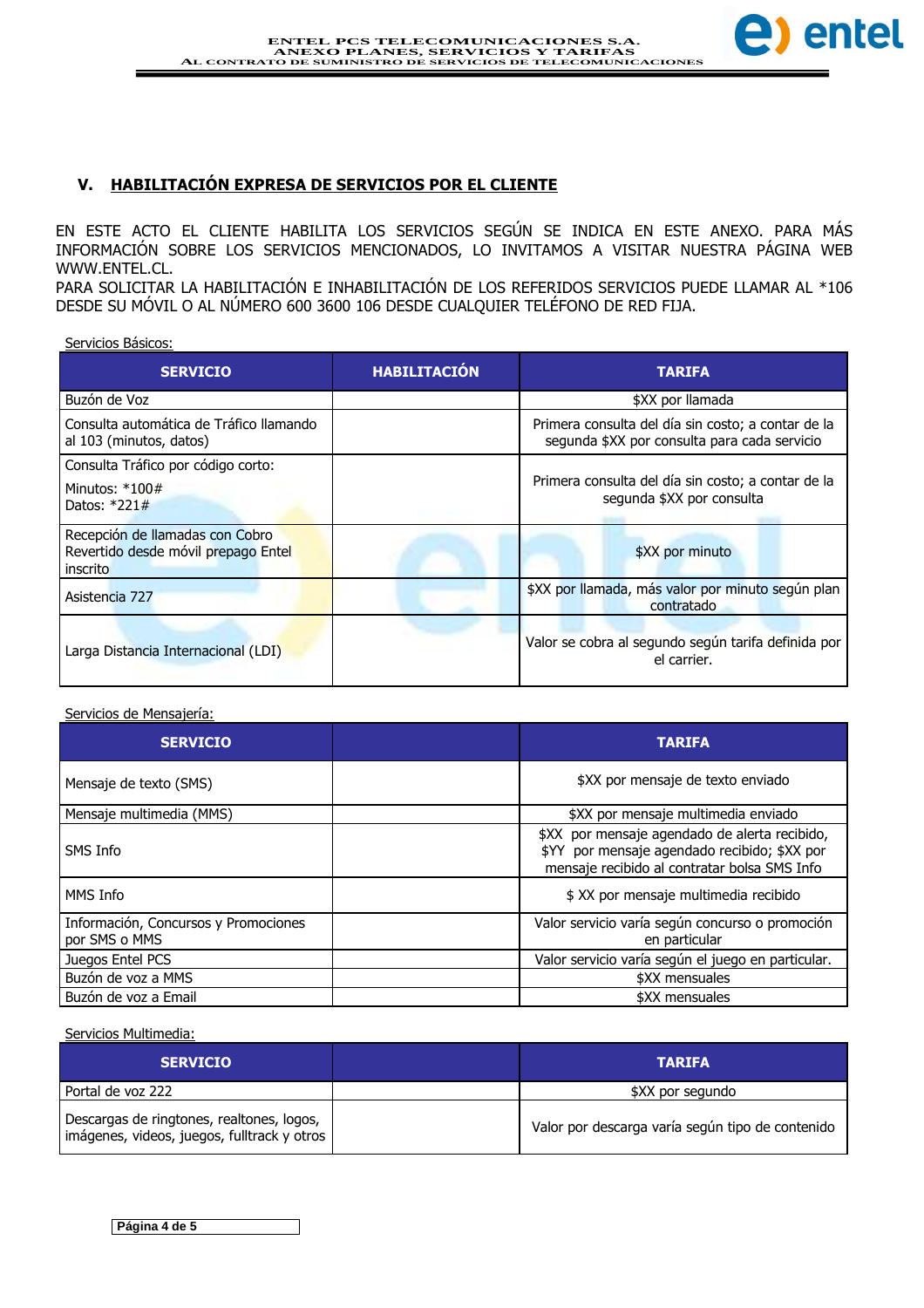## V. HABILITACIÓN EXPRESA DE SERVICIOS POR EL CLIENTE

EN ESTE ACTO EL CLIENTE HABILITA LOS SERVICIOS SEGÚN SE INDICA EN ESTE ANEXO. PARA MÁS INFORMACIÓN SOBRE LOS SERVICIOS MENCIONADOS, LO INVITAMOS A VISITAR NUESTRA PÁGINA WEB WWW.ENTEL.CL.
PARA SOLICITAR LA HABILITACIÓN E INHABILITACIÓN DE LOS REFERIDOS SERVICIOS PUEDE LLAMAR AL *106 DESDE SU MÓVIL O AL NÚMERO 600 3600 106 DESDE CUALQUIER TELÉFONO DE RED FIJA.

Servicios Básicos:

| SERVICIO | HABILITACIÓN | TARIFA |
|---|---|---|
| Buzón de Voz | | $XX por llamada |
| Consulta automática de Tráfico llamando al 103 (minutos, datos) | | Primera consulta del día sin costo; a contar de la segunda $XX por consulta para cada servicio |
| Consulta Tráfico por código corto: Minutos: *100# Datos: *221# | | Primera consulta del día sin costo; a contar de la segunda $XX por consulta |
| Recepción de llamadas con Cobro Revertido desde móvil prepago Entel inscrito | | $XX por minuto |
| Asistencia 727 | | $XX por llamada, más valor por minuto según plan contratado |
| Larga Distancia Internacional (LDI) | | Valor se cobra al segundo según tarifa definida por el carrier. |

Servicios de Mensajería:

| SERVICIO | | TARIFA |
|---|---|---|
| Mensaje de texto (SMS) | | $XX por mensaje de texto enviado |
| Mensaje multimedia (MMS) | | $XX por mensaje multimedia enviado |
| SMS Info | | $XX por mensaje agendado de alerta recibido, $YY por mensaje agendado recibido; $XX por mensaje recibido al contratar bolsa SMS Info |
| MMS Info | | $ XX por mensaje multimedia recibido |
| Información, Concursos y Promociones por SMS o MMS | | Valor servicio varía según concurso o promoción en particular |
| Juegos Entel PCS | | Valor servicio varía según el juego en particular. |
| Buzón de voz a MMS | | $XX mensuales |
| Buzón de voz a Email | | $XX mensuales |

Servicios Multimedia:

| SERVICIO | | TARIFA |
|---|---|---|
| Portal de voz 222 | | $XX por segundo |
| Descargas de ringtones, realtones, logos, imágenes, videos, juegos, fulltrack y otros | | Valor por descarga varía según tipo de contenido |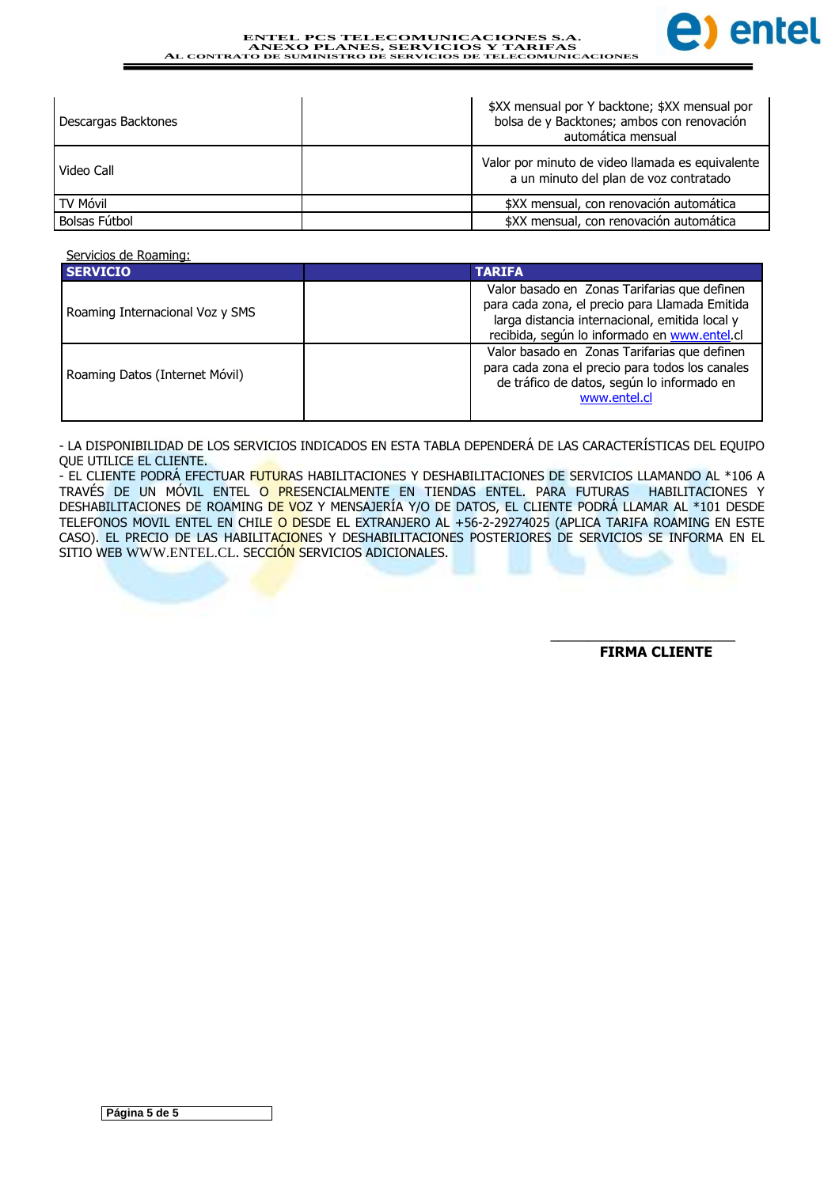| | | |
|---|---|---|
| Descargas Backtones | | $XX mensual por Y backtone; $XX mensual por bolsa de y Backtones; ambos con renovación automática mensual |
| Video Call | | Valor por minuto de video llamada es equivalente a un minuto del plan de voz contratado |
| TV Móvil | | $XX mensual, con renovación automática |
| Bolsas Fútbol | | $XX mensual, con renovación automática |

Servicios de Roaming:

| SERVICIO | | TARIFA |
|---|---|---|
| Roaming Internacional Voz y SMS | | Valor basado en Zonas Tarifarias que definen para cada zona, el precio para Llamada Emitida larga distancia internacional, emitida local y recibida, según lo informado en www.entel.cl |
| Roaming Datos (Internet Móvil) | | Valor basado en Zonas Tarifarias que definen para cada zona el precio para todos los canales de tráfico de datos, según lo informado en www.entel.cl |

- LA DISPONIBILIDAD DE LOS SERVICIOS INDICADOS EN ESTA TABLA DEPENDERÁ DE LAS CARACTERÍSTICAS DEL EQUIPO QUE UTILICE EL CLIENTE.
- EL CLIENTE PODRÁ EFECTUAR FUTURAS HABILITACIONES Y DESHABILITACIONES DE SERVICIOS LLAMANDO AL *106 A TRAVÉS DE UN MÓVIL ENTEL O PRESENCIALMENTE EN TIENDAS ENTEL. PARA FUTURAS HABILITACIONES Y DESHABILITACIONES DE ROAMING DE VOZ Y MENSAJERÍA Y/O DE DATOS, EL CLIENTE PODRÁ LLAMAR AL *101 DESDE TELEFONOS MOVIL ENTEL EN CHILE O DESDE EL EXTRANJERO AL +56-2-29274025 (APLICA TARIFA ROAMING EN ESTE CASO). EL PRECIO DE LAS HABILITACIONES Y DESHABILITACIONES POSTERIORES DE SERVICIOS SE INFORMA EN EL SITIO WEB WWW.ENTEL.CL. SECCIÓN SERVICIOS ADICIONALES.

_________________________

**FIRMA CLIENTE**